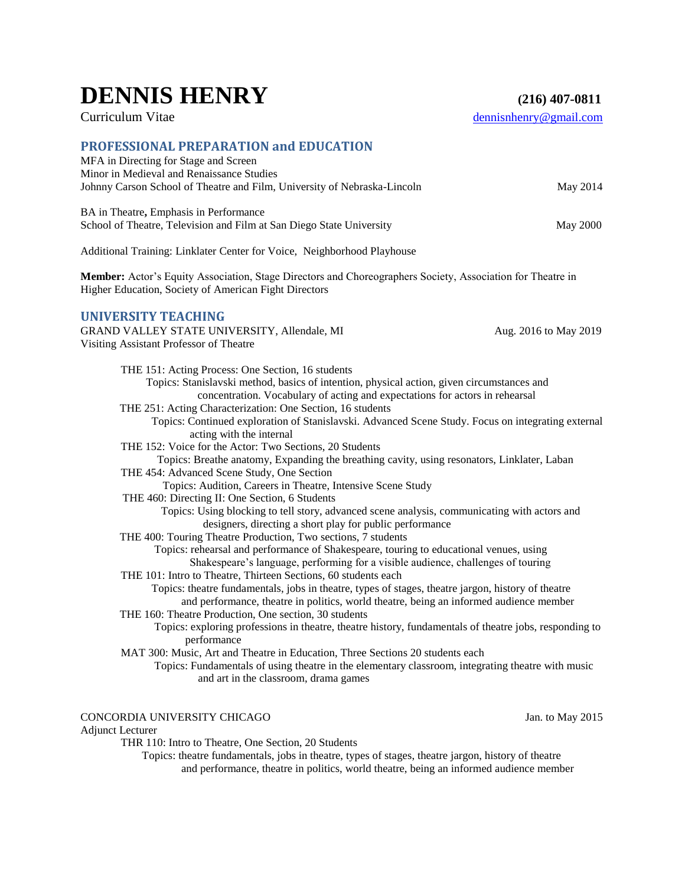# DENNIS HENRY

**(216) 407-0811**

Curriculum Vitae

dennisnhenry@gmail.com

## PROFESSIONAL PREPARATION and EDUCATION

MFA in Directing for Stage and Screen
Minor in Medieval and Renaissance Studies
Johnny Carson School of Theatre and Film, University of Nebraska-Lincoln — May 2014

BA in Theatre**,** Emphasis in Performance
School of Theatre, Television and Film at San Diego State University — May 2000

Additional Training: Linklater Center for Voice, Neighborhood Playhouse

**Member:** Actor's Equity Association, Stage Directors and Choreographers Society, Association for Theatre in Higher Education, Society of American Fight Directors

## UNIVERSITY TEACHING

GRAND VALLEY STATE UNIVERSITY, Allendale, MI — Aug. 2016 to May 2019
Visiting Assistant Professor of Theatre

- THE 151: Acting Process: One Section, 16 students
  - Topics: Stanislavski method, basics of intention, physical action, given circumstances and concentration. Vocabulary of acting and expectations for actors in rehearsal
- THE 251: Acting Characterization: One Section, 16 students
  - Topics: Continued exploration of Stanislavski. Advanced Scene Study. Focus on integrating external acting with the internal
- THE 152: Voice for the Actor: Two Sections, 20 Students
  - Topics: Breathe anatomy, Expanding the breathing cavity, using resonators, Linklater, Laban
- THE 454: Advanced Scene Study, One Section
  - Topics: Audition, Careers in Theatre, Intensive Scene Study
- THE 460: Directing II: One Section, 6 Students
  - Topics: Using blocking to tell story, advanced scene analysis, communicating with actors and designers, directing a short play for public performance
- THE 400: Touring Theatre Production, Two sections, 7 students
  - Topics: rehearsal and performance of Shakespeare, touring to educational venues, using Shakespeare's language, performing for a visible audience, challenges of touring
- THE 101: Intro to Theatre, Thirteen Sections, 60 students each
  - Topics: theatre fundamentals, jobs in theatre, types of stages, theatre jargon, history of theatre and performance, theatre in politics, world theatre, being an informed audience member
- THE 160: Theatre Production, One section, 30 students
  - Topics: exploring professions in theatre, theatre history, fundamentals of theatre jobs, responding to performance
- MAT 300: Music, Art and Theatre in Education, Three Sections 20 students each
  - Topics: Fundamentals of using theatre in the elementary classroom, integrating theatre with music and art in the classroom, drama games

CONCORDIA UNIVERSITY CHICAGO — Jan. to May 2015
Adjunct Lecturer

- THR 110: Intro to Theatre, One Section, 20 Students
  - Topics: theatre fundamentals, jobs in theatre, types of stages, theatre jargon, history of theatre and performance, theatre in politics, world theatre, being an informed audience member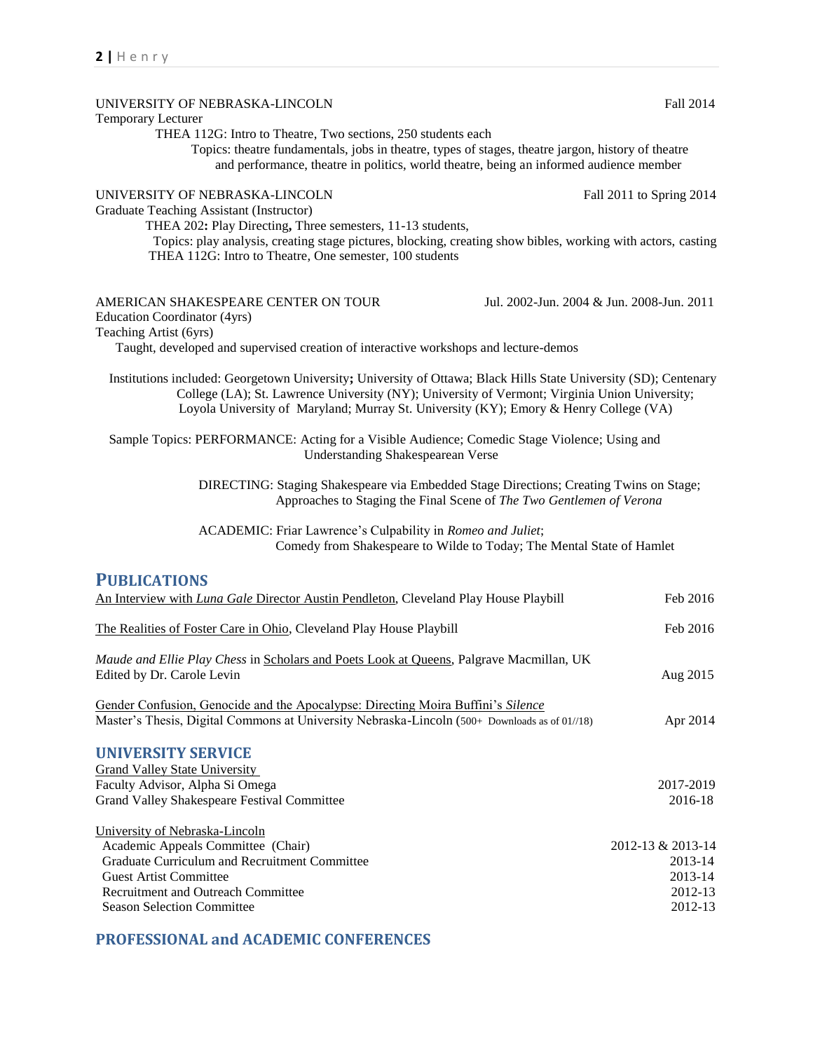UNIVERSITY OF NEBRASKA-LINCOLN Fall 2014
Temporary Lecturer
THEA 112G: Intro to Theatre, Two sections, 250 students each
Topics: theatre fundamentals, jobs in theatre, types of stages, theatre jargon, history of theatre and performance, theatre in politics, world theatre, being an informed audience member

UNIVERSITY OF NEBRASKA-LINCOLN Fall 2011 to Spring 2014
Graduate Teaching Assistant (Instructor)
THEA 202**:** Play Directing**,** Three semesters, 11-13 students,
Topics: play analysis, creating stage pictures, blocking, creating show bibles, working with actors, casting
THEA 112G: Intro to Theatre, One semester, 100 students

AMERICAN SHAKESPEARE CENTER ON TOUR Jul. 2002-Jun. 2004 & Jun. 2008-Jun. 2011
Education Coordinator (4yrs)
Teaching Artist (6yrs)
Taught, developed and supervised creation of interactive workshops and lecture-demos

Institutions included: Georgetown University**;** University of Ottawa; Black Hills State University (SD); Centenary College (LA); St. Lawrence University (NY); University of Vermont; Virginia Union University; Loyola University of Maryland; Murray St. University (KY); Emory & Henry College (VA)

Sample Topics: PERFORMANCE: Acting for a Visible Audience; Comedic Stage Violence; Using and Understanding Shakespearean Verse

DIRECTING: Staging Shakespeare via Embedded Stage Directions; Creating Twins on Stage; Approaches to Staging the Final Scene of *The Two Gentlemen of Verona*

ACADEMIC: Friar Lawrence's Culpability in *Romeo and Juliet*; Comedy from Shakespeare to Wilde to Today; The Mental State of Hamlet

## PUBLICATIONS

An Interview with *Luna Gale* Director Austin Pendleton, Cleveland Play House Playbill Feb 2016

The Realities of Foster Care in Ohio, Cleveland Play House Playbill Feb 2016

*Maude and Ellie Play Chess* in Scholars and Poets Look at Queens, Palgrave Macmillan, UK
Edited by Dr. Carole Levin Aug 2015

Gender Confusion, Genocide and the Apocalypse: Directing Moira Buffini's *Silence*
Master's Thesis, Digital Commons at University Nebraska-Lincoln (500+ Downloads as of 01//18) Apr 2014

## UNIVERSITY SERVICE

Grand Valley State University
Faculty Advisor, Alpha Si Omega 2017-2019
Grand Valley Shakespeare Festival Committee 2016-18

University of Nebraska-Lincoln
Academic Appeals Committee (Chair) 2012-13 & 2013-14
Graduate Curriculum and Recruitment Committee 2013-14
Guest Artist Committee 2013-14
Recruitment and Outreach Committee 2012-13
Season Selection Committee 2012-13

## PROFESSIONAL and ACADEMIC CONFERENCES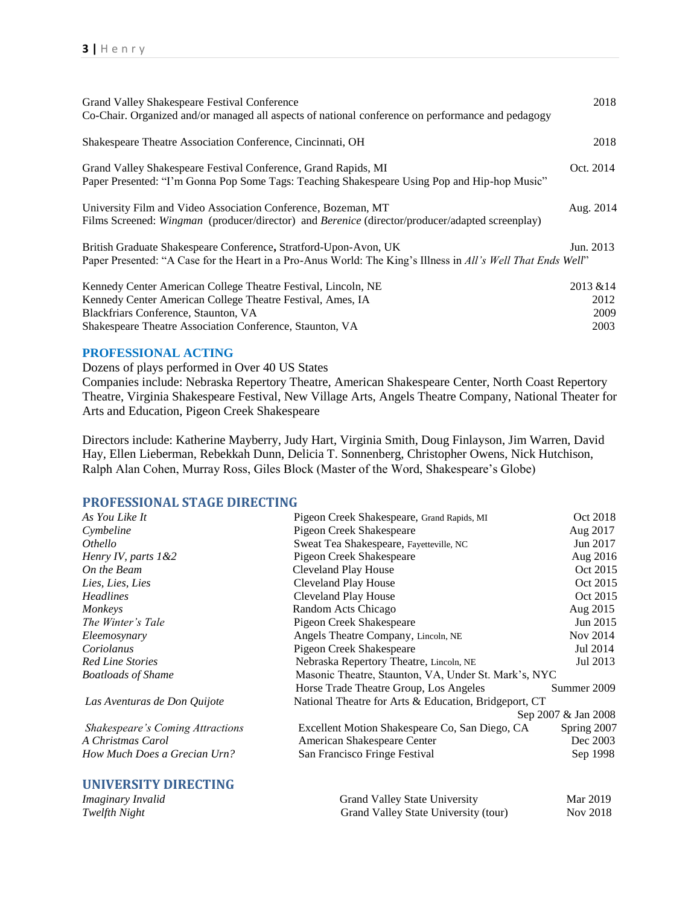Grand Valley Shakespeare Festival Conference — 2018
Co-Chair. Organized and/or managed all aspects of national conference on performance and pedagogy

Shakespeare Theatre Association Conference, Cincinnati, OH — 2018

Grand Valley Shakespeare Festival Conference, Grand Rapids, MI — Oct. 2014
Paper Presented: "I'm Gonna Pop Some Tags: Teaching Shakespeare Using Pop and Hip-hop Music"

University Film and Video Association Conference, Bozeman, MT — Aug. 2014
Films Screened: *Wingman* (producer/director) and *Berenice* (director/producer/adapted screenplay)

British Graduate Shakespeare Conference**,** Stratford-Upon-Avon, UK — Jun. 2013
Paper Presented: "A Case for the Heart in a Pro-Anus World: The King's Illness in *All's Well That Ends Well*"

Kennedy Center American College Theatre Festival, Lincoln, NE — 2013 &14
Kennedy Center American College Theatre Festival, Ames, IA — 2012
Blackfriars Conference, Staunton, VA — 2009
Shakespeare Theatre Association Conference, Staunton, VA — 2003

## PROFESSIONAL ACTING

Dozens of plays performed in Over 40 US States
Companies include: Nebraska Repertory Theatre, American Shakespeare Center, North Coast Repertory Theatre, Virginia Shakespeare Festival, New Village Arts, Angels Theatre Company, National Theater for Arts and Education, Pigeon Creek Shakespeare

Directors include: Katherine Mayberry, Judy Hart, Virginia Smith, Doug Finlayson, Jim Warren, David Hay, Ellen Lieberman, Rebekkah Dunn, Delicia T. Sonnenberg, Christopher Owens, Nick Hutchison, Ralph Alan Cohen, Murray Ross, Giles Block (Master of the Word, Shakespeare's Globe)

## PROFESSIONAL STAGE DIRECTING

| | | |
|---|---|---|
| *As You Like It* | Pigeon Creek Shakespeare, Grand Rapids, MI | Oct 2018 |
| *Cymbeline* | Pigeon Creek Shakespeare | Aug 2017 |
| *Othello* | Sweat Tea Shakespeare, Fayetteville, NC | Jun 2017 |
| *Henry IV, parts 1&2* | Pigeon Creek Shakespeare | Aug 2016 |
| *On the Beam* | Cleveland Play House | Oct 2015 |
| *Lies, Lies, Lies* | Cleveland Play House | Oct 2015 |
| *Headlines* | Cleveland Play House | Oct 2015 |
| *Monkeys* | Random Acts Chicago | Aug 2015 |
| *The Winter's Tale* | Pigeon Creek Shakespeare | Jun 2015 |
| *Eleemosynary* | Angels Theatre Company, Lincoln, NE | Nov 2014 |
| *Coriolanus* | Pigeon Creek Shakespeare | Jul 2014 |
| *Red Line Stories* | Nebraska Repertory Theatre, Lincoln, NE | Jul 2013 |
| *Boatloads of Shame* | Masonic Theatre, Staunton, VA, Under St. Mark's, NYC; Horse Trade Theatre Group, Los Angeles | Summer 2009 |
| *Las Aventuras de Don Quijote* | National Theatre for Arts & Education, Bridgeport, CT | Sep 2007 & Jan 2008 |
| *Shakespeare's Coming Attractions* | Excellent Motion Shakespeare Co, San Diego, CA | Spring 2007 |
| *A Christmas Carol* | American Shakespeare Center | Dec 2003 |
| *How Much Does a Grecian Urn?* | San Francisco Fringe Festival | Sep 1998 |

## UNIVERSITY DIRECTING

| | | |
|---|---|---|
| *Imaginary Invalid* | Grand Valley State University | Mar 2019 |
| *Twelfth Night* | Grand Valley State University (tour) | Nov 2018 |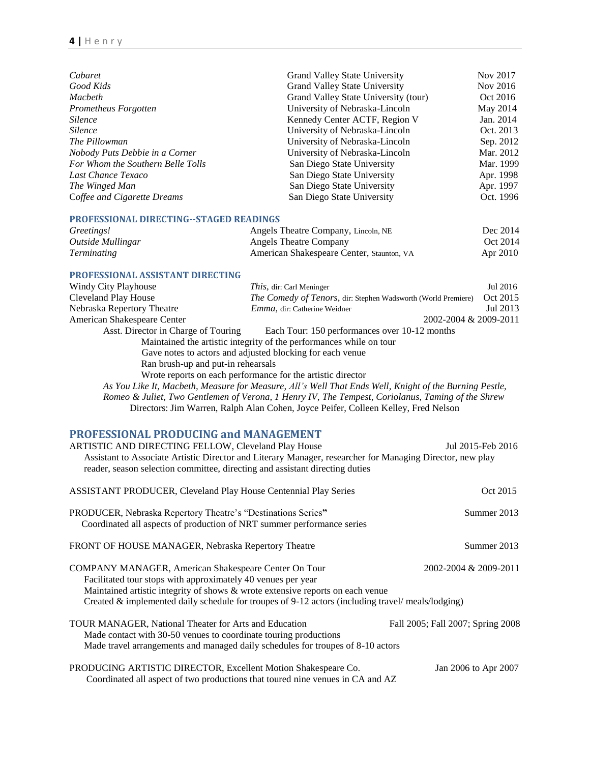| | | |
|---|---|---|
| *Cabaret* | Grand Valley State University | Nov 2017 |
| *Good Kids* | Grand Valley State University | Nov 2016 |
| *Macbeth* | Grand Valley State University (tour) | Oct 2016 |
| *Prometheus Forgotten* | University of Nebraska-Lincoln | May 2014 |
| *Silence* | Kennedy Center ACTF, Region V | Jan. 2014 |
| *Silence* | University of Nebraska-Lincoln | Oct. 2013 |
| *The Pillowman* | University of Nebraska-Lincoln | Sep. 2012 |
| *Nobody Puts Debbie in a Corner* | University of Nebraska-Lincoln | Mar. 2012 |
| *For Whom the Southern Belle Tolls* | San Diego State University | Mar. 1999 |
| *Last Chance Texaco* | San Diego State University | Apr. 1998 |
| *The Winged Man* | San Diego State University | Apr. 1997 |
| Coffee and Cigarette Dreams | San Diego State University | Oct. 1996 |

### PROFESSIONAL DIRECTING--STAGED READINGS

| | | |
|---|---|---|
| *Greetings!* | Angels Theatre Company, Lincoln, NE | Dec 2014 |
| *Outside Mullingar* | Angels Theatre Company | Oct 2014 |
| *Terminating* | American Shakespeare Center, Staunton, VA | Apr 2010 |

### PROFESSIONAL ASSISTANT DIRECTING

| | | |
|---|---|---|
| Windy City Playhouse | *This*, dir: Carl Meninger | Jul 2016 |
| Cleveland Play House | *The Comedy of Tenors*, dir: Stephen Wadsworth (World Premiere) | Oct 2015 |
| Nebraska Repertory Theatre | *Emma*, dir: Catherine Weidner | Jul 2013 |
| American Shakespeare Center | | 2002-2004 & 2009-2011 |

Asst. Director in Charge of Touring — Each Tour: 150 performances over 10-12 months

- Maintained the artistic integrity of the performances while on tour
- Gave notes to actors and adjusted blocking for each venue
- Ran brush-up and put-in rehearsals
- Wrote reports on each performance for the artistic director

*As You Like It, Macbeth, Measure for Measure, All's Well That Ends Well, Knight of the Burning Pestle, Romeo & Juliet, Two Gentlemen of Verona, 1 Henry IV, The Tempest, Coriolanus, Taming of the Shrew*

Directors: Jim Warren, Ralph Alan Cohen, Joyce Peifer, Colleen Kelley, Fred Nelson

## PROFESSIONAL PRODUCING and MANAGEMENT

ARTISTIC AND DIRECTING FELLOW, Cleveland Play House — Jul 2015-Feb 2016

Assistant to Associate Artistic Director and Literary Manager, researcher for Managing Director, new play reader, season selection committee, directing and assistant directing duties

ASSISTANT PRODUCER, Cleveland Play House Centennial Play Series — Oct 2015

PRODUCER, Nebraska Repertory Theatre's "Destinations Series" — Summer 2013

Coordinated all aspects of production of NRT summer performance series

FRONT OF HOUSE MANAGER, Nebraska Repertory Theatre — Summer 2013

COMPANY MANAGER, American Shakespeare Center On Tour — 2002-2004 & 2009-2011

- Facilitated tour stops with approximately 40 venues per year
- Maintained artistic integrity of shows & wrote extensive reports on each venue
- Created & implemented daily schedule for troupes of 9-12 actors (including travel/ meals/lodging)

TOUR MANAGER, National Theater for Arts and Education — Fall 2005; Fall 2007; Spring 2008

- Made contact with 30-50 venues to coordinate touring productions
- Made travel arrangements and managed daily schedules for troupes of 8-10 actors

PRODUCING ARTISTIC DIRECTOR, Excellent Motion Shakespeare Co. — Jan 2006 to Apr 2007

Coordinated all aspect of two productions that toured nine venues in CA and AZ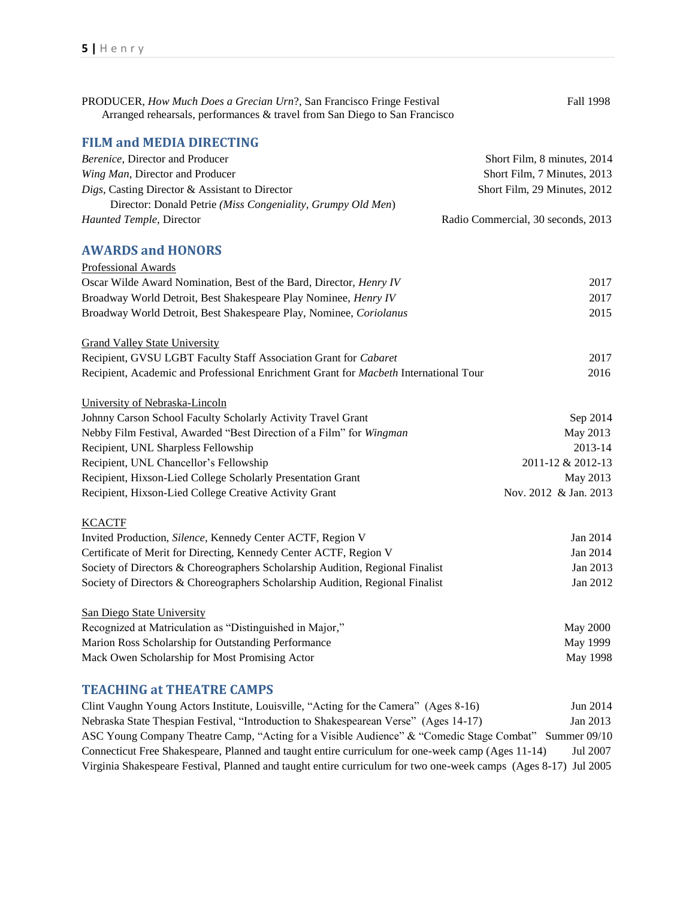PRODUCER, *How Much Does a Grecian Urn*?, San Francisco Fringe Festival — Fall 1998
Arranged rehearsals, performances & travel from San Diego to San Francisco

## FILM and MEDIA DIRECTING

| | |
|---|---|
| *Berenice*, Director and Producer | Short Film, 8 minutes, 2014 |
| *Wing Man*, Director and Producer | Short Film, 7 Minutes, 2013 |
| *Digs*, Casting Director & Assistant to Director<br>Director: Donald Petrie (*Miss Congeniality, Grumpy Old Men*) | Short Film, 29 Minutes, 2012 |
| *Haunted Temple*, Director | Radio Commercial, 30 seconds, 2013 |

## AWARDS and HONORS

Professional Awards

| | |
|---|---|
| Oscar Wilde Award Nomination, Best of the Bard, Director, *Henry IV* | 2017 |
| Broadway World Detroit, Best Shakespeare Play Nominee, *Henry IV* | 2017 |
| Broadway World Detroit, Best Shakespeare Play, Nominee, *Coriolanus* | 2015 |

Grand Valley State University

| | |
|---|---|
| Recipient, GVSU LGBT Faculty Staff Association Grant for *Cabaret* | 2017 |
| Recipient, Academic and Professional Enrichment Grant for *Macbeth* International Tour | 2016 |

University of Nebraska-Lincoln

| | |
|---|---|
| Johnny Carson School Faculty Scholarly Activity Travel Grant | Sep 2014 |
| Nebby Film Festival, Awarded "Best Direction of a Film" for *Wingman* | May 2013 |
| Recipient, UNL Sharpless Fellowship | 2013-14 |
| Recipient, UNL Chancellor's Fellowship | 2011-12 & 2012-13 |
| Recipient, Hixson-Lied College Scholarly Presentation Grant | May 2013 |
| Recipient, Hixson-Lied College Creative Activity Grant | Nov. 2012 & Jan. 2013 |

KCACTF

| | |
|---|---|
| Invited Production, *Silence*, Kennedy Center ACTF, Region V | Jan 2014 |
| Certificate of Merit for Directing, Kennedy Center ACTF, Region V | Jan 2014 |
| Society of Directors & Choreographers Scholarship Audition, Regional Finalist | Jan 2013 |
| Society of Directors & Choreographers Scholarship Audition, Regional Finalist | Jan 2012 |

San Diego State University

| | |
|---|---|
| Recognized at Matriculation as "Distinguished in Major," | May 2000 |
| Marion Ross Scholarship for Outstanding Performance | May 1999 |
| Mack Owen Scholarship for Most Promising Actor | May 1998 |

## TEACHING at THEATRE CAMPS

| | |
|---|---|
| Clint Vaughn Young Actors Institute, Louisville, "Acting for the Camera" (Ages 8-16) | Jun 2014 |
| Nebraska State Thespian Festival, "Introduction to Shakespearean Verse" (Ages 14-17) | Jan 2013 |
| ASC Young Company Theatre Camp, "Acting for a Visible Audience" & "Comedic Stage Combat" | Summer 09/10 |
| Connecticut Free Shakespeare, Planned and taught entire curriculum for one-week camp (Ages 11-14) | Jul 2007 |
| Virginia Shakespeare Festival, Planned and taught entire curriculum for two one-week camps (Ages 8-17) | Jul 2005 |